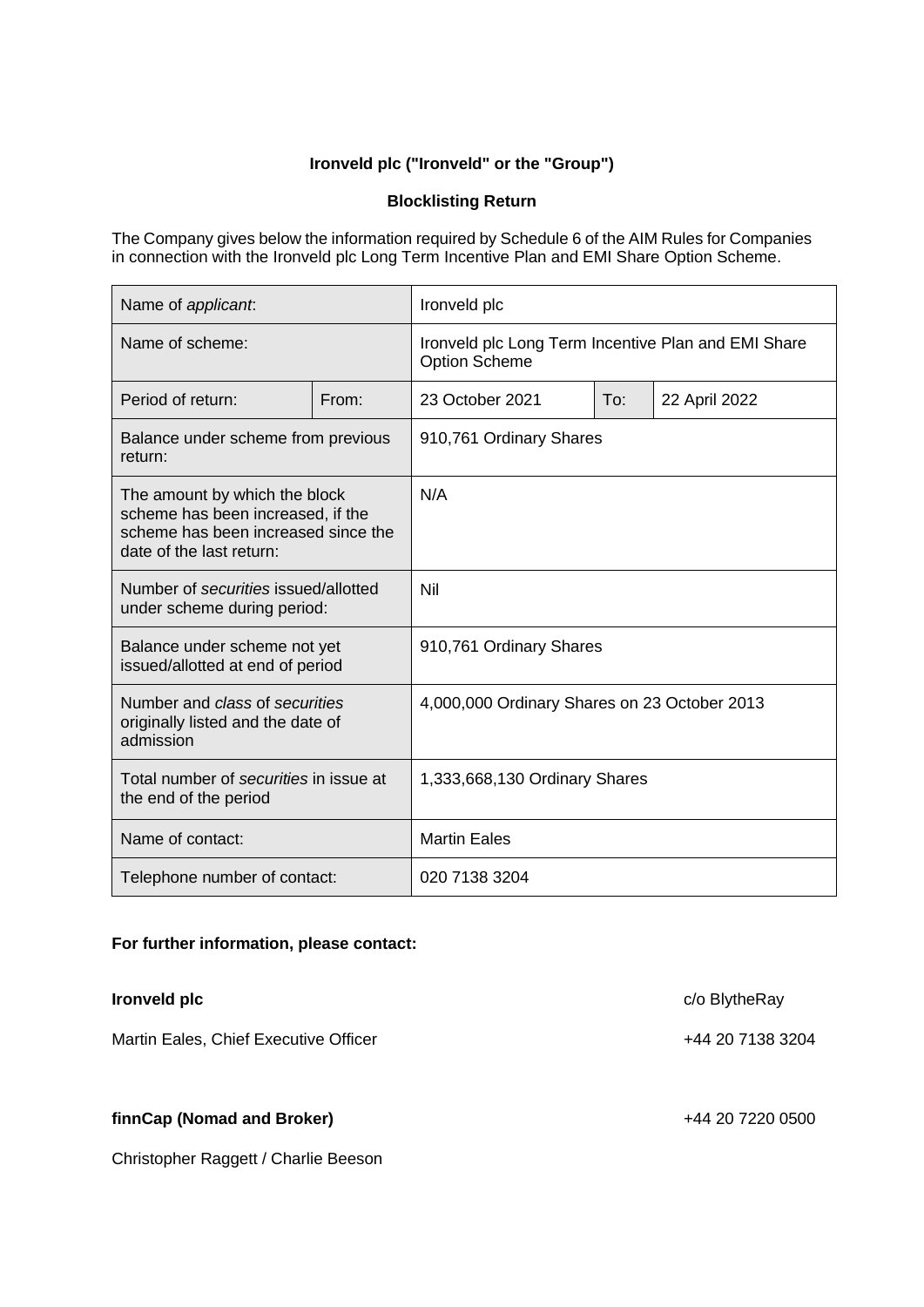**Ironveld plc ("Ironveld" or the "Group")**

**Blocklisting Return**

The Company gives below the information required by Schedule 6 of the AIM Rules for Companies in connection with the Ironveld plc Long Term Incentive Plan and EMI Share Option Scheme.

| Name of *applicant*: | | Ironveld plc | | |
|---|---|---|---|---|
| Name of scheme: | | Ironveld plc Long Term Incentive Plan and EMI Share Option Scheme | | |
| Period of return: | From: | 23 October 2021 | To: | 22 April 2022 |
| Balance under scheme from previous return: | | 910,761 Ordinary Shares | | |
| The amount by which the block scheme has been increased, if the scheme has been increased since the date of the last return: | | N/A | | |
| Number of *securities* issued/allotted under scheme during period: | | Nil | | |
| Balance under scheme not yet issued/allotted at end of period | | 910,761 Ordinary Shares | | |
| Number and *class* of *securities* originally listed and the date of admission | | 4,000,000 Ordinary Shares on 23 October 2013 | | |
| Total number of *securities* in issue at the end of the period | | 1,333,668,130 Ordinary Shares | | |
| Name of contact: | | Martin Eales | | |
| Telephone number of contact: | | 020 7138 3204 | | |

**For further information, please contact:**

**Ironveld plc** c/o BlytheRay

Martin Eales, Chief Executive Officer +44 20 7138 3204

**finnCap (Nomad and Broker)** +44 20 7220 0500

Christopher Raggett / Charlie Beeson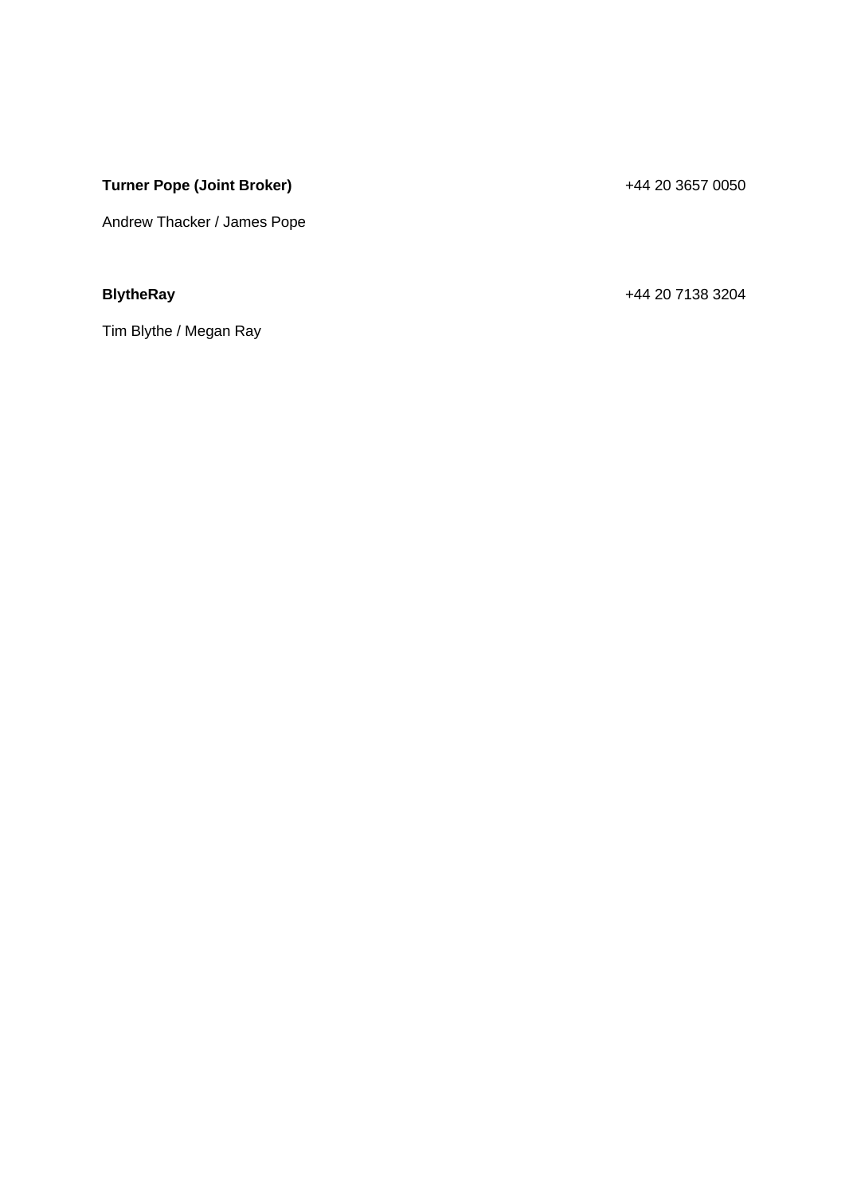| | |
|---|---|
| **Turner Pope (Joint Broker)** | +44 20 3657 0050 |
| Andrew Thacker / James Pope | |
| | |
| **BlytheRay** | +44 20 7138 3204 |
| Tim Blythe / Megan Ray | |